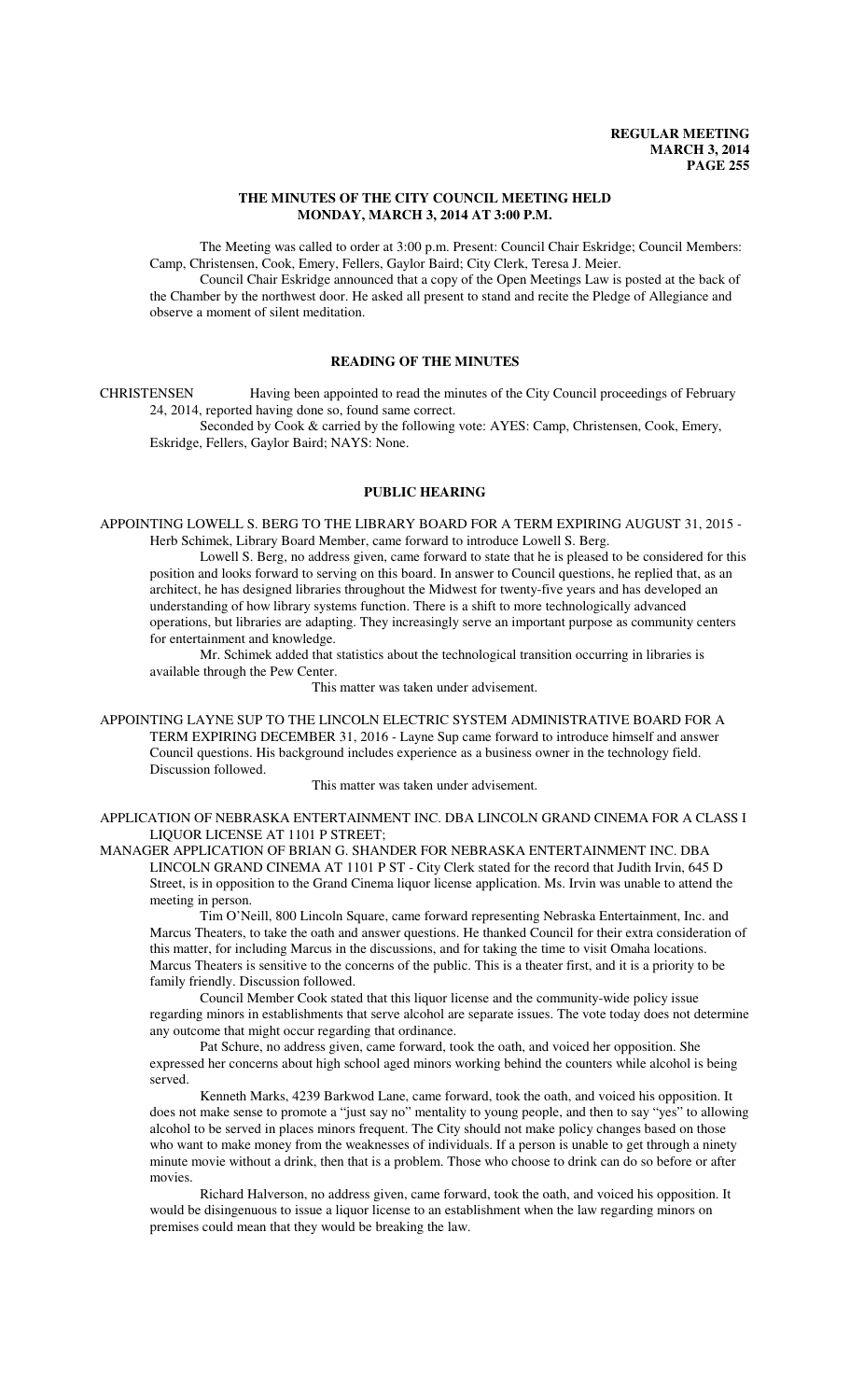### THE MINUTES OF THE CITY COUNCIL MEETING HELD MONDAY, MARCH 3, 2014 AT 3:00 P.M.

The Meeting was called to order at 3:00 p.m. Present: Council Chair Eskridge; Council Members: Camp, Christensen, Cook, Emery, Fellers, Gaylor Baird; City Clerk, Teresa J. Meier.

Council Chair Eskridge announced that a copy of the Open Meetings Law is posted at the back of the Chamber by the northwest door. He asked all present to stand and recite the Pledge of Allegiance and observe a moment of silent meditation.

## READING OF THE MINUTES

CHRISTENSEN Having been appointed to read the minutes of the City Council proceedings of February 24, 2014, reported having done so, found same correct.

Seconded by Cook & carried by the following vote: AYES: Camp, Christensen, Cook, Emery, Eskridge, Fellers, Gaylor Baird; NAYS: None.

## PUBLIC HEARING

APPOINTING LOWELL S. BERG TO THE LIBRARY BOARD FOR A TERM EXPIRING AUGUST 31, 2015 - Herb Schimek, Library Board Member, came forward to introduce Lowell S. Berg.

Lowell S. Berg, no address given, came forward to state that he is pleased to be considered for this position and looks forward to serving on this board. In answer to Council questions, he replied that, as an architect, he has designed libraries throughout the Midwest for twenty-five years and has developed an understanding of how library systems function. There is a shift to more technologically advanced operations, but libraries are adapting. They increasingly serve an important purpose as community centers for entertainment and knowledge.

Mr. Schimek added that statistics about the technological transition occurring in libraries is available through the Pew Center.

This matter was taken under advisement.

APPOINTING LAYNE SUP TO THE LINCOLN ELECTRIC SYSTEM ADMINISTRATIVE BOARD FOR A TERM EXPIRING DECEMBER 31, 2016 - Layne Sup came forward to introduce himself and answer Council questions. His background includes experience as a business owner in the technology field. Discussion followed.

This matter was taken under advisement.

APPLICATION OF NEBRASKA ENTERTAINMENT INC. DBA LINCOLN GRAND CINEMA FOR A CLASS I LIQUOR LICENSE AT 1101 P STREET;

MANAGER APPLICATION OF BRIAN G. SHANDER FOR NEBRASKA ENTERTAINMENT INC. DBA LINCOLN GRAND CINEMA AT 1101 P ST - City Clerk stated for the record that Judith Irvin, 645 D Street, is in opposition to the Grand Cinema liquor license application. Ms. Irvin was unable to attend the meeting in person.

Tim O'Neill, 800 Lincoln Square, came forward representing Nebraska Entertainment, Inc. and Marcus Theaters, to take the oath and answer questions. He thanked Council for their extra consideration of this matter, for including Marcus in the discussions, and for taking the time to visit Omaha locations. Marcus Theaters is sensitive to the concerns of the public. This is a theater first, and it is a priority to be family friendly. Discussion followed.

Council Member Cook stated that this liquor license and the community-wide policy issue regarding minors in establishments that serve alcohol are separate issues. The vote today does not determine any outcome that might occur regarding that ordinance.

Pat Schure, no address given, came forward, took the oath, and voiced her opposition. She expressed her concerns about high school aged minors working behind the counters while alcohol is being served.

Kenneth Marks, 4239 Barkwod Lane, came forward, took the oath, and voiced his opposition. It does not make sense to promote a "just say no" mentality to young people, and then to say "yes" to allowing alcohol to be served in places minors frequent. The City should not make policy changes based on those who want to make money from the weaknesses of individuals. If a person is unable to get through a ninety minute movie without a drink, then that is a problem. Those who choose to drink can do so before or after movies.

Richard Halverson, no address given, came forward, took the oath, and voiced his opposition. It would be disingenuous to issue a liquor license to an establishment when the law regarding minors on premises could mean that they would be breaking the law.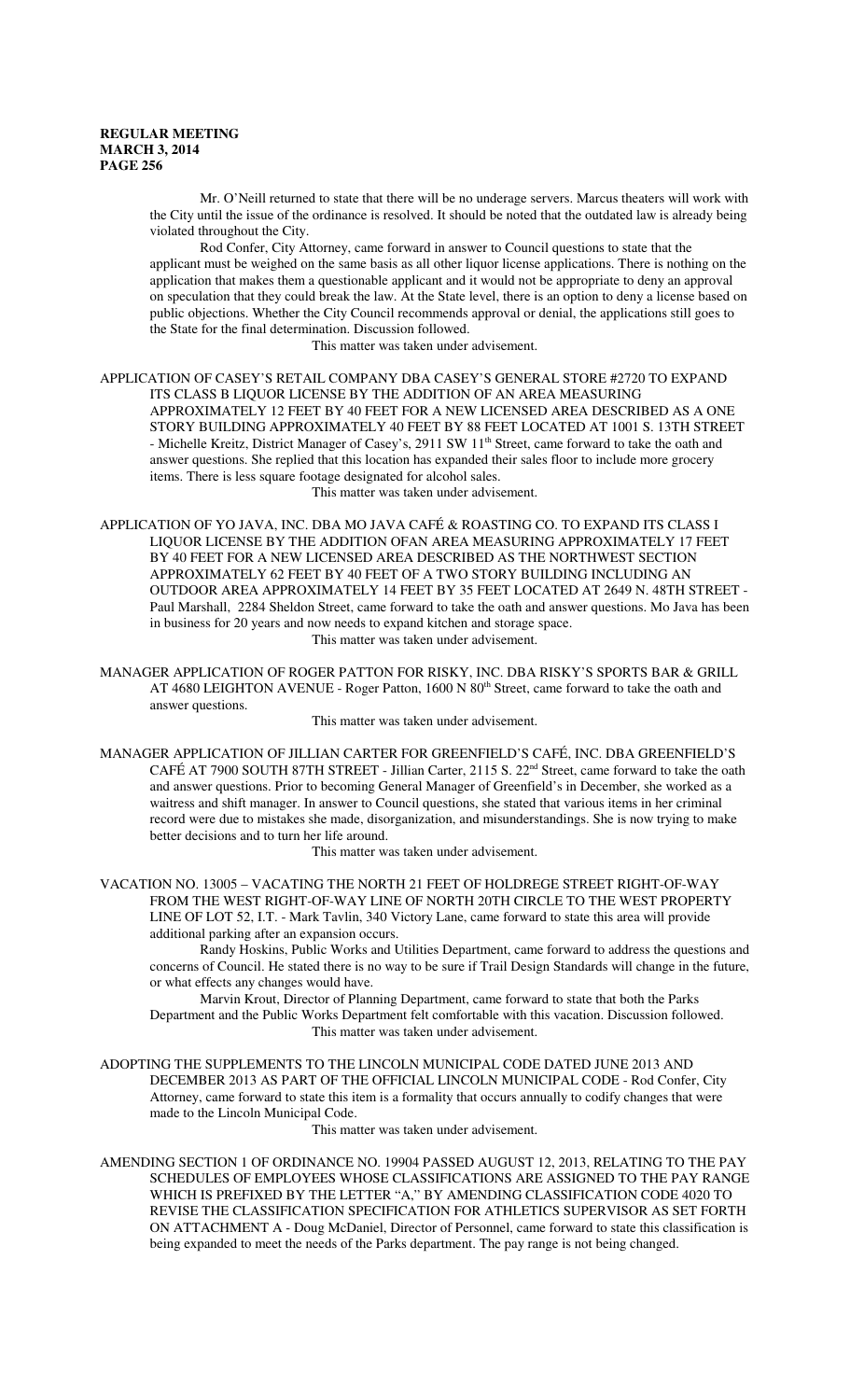Mr. O'Neill returned to state that there will be no underage servers. Marcus theaters will work with the City until the issue of the ordinance is resolved. It should be noted that the outdated law is already being violated throughout the City.

Rod Confer, City Attorney, came forward in answer to Council questions to state that the applicant must be weighed on the same basis as all other liquor license applications. There is nothing on the application that makes them a questionable applicant and it would not be appropriate to deny an approval on speculation that they could break the law. At the State level, there is an option to deny a license based on public objections. Whether the City Council recommends approval or denial, the applications still goes to the State for the final determination. Discussion followed.

This matter was taken under advisement.

APPLICATION OF CASEY'S RETAIL COMPANY DBA CASEY'S GENERAL STORE #2720 TO EXPAND ITS CLASS B LIQUOR LICENSE BY THE ADDITION OF AN AREA MEASURING APPROXIMATELY 12 FEET BY 40 FEET FOR A NEW LICENSED AREA DESCRIBED AS A ONE STORY BUILDING APPROXIMATELY 40 FEET BY 88 FEET LOCATED AT 1001 S. 13TH STREET - Michelle Kreitz, District Manager of Casey's, 2911 SW 11th Street, came forward to take the oath and answer questions. She replied that this location has expanded their sales floor to include more grocery items. There is less square footage designated for alcohol sales.

This matter was taken under advisement.

APPLICATION OF YO JAVA, INC. DBA MO JAVA CAFÉ & ROASTING CO. TO EXPAND ITS CLASS I LIQUOR LICENSE BY THE ADDITION OFAN AREA MEASURING APPROXIMATELY 17 FEET BY 40 FEET FOR A NEW LICENSED AREA DESCRIBED AS THE NORTHWEST SECTION APPROXIMATELY 62 FEET BY 40 FEET OF A TWO STORY BUILDING INCLUDING AN OUTDOOR AREA APPROXIMATELY 14 FEET BY 35 FEET LOCATED AT 2649 N. 48TH STREET - Paul Marshall, 2284 Sheldon Street, came forward to take the oath and answer questions. Mo Java has been in business for 20 years and now needs to expand kitchen and storage space.

This matter was taken under advisement.

MANAGER APPLICATION OF ROGER PATTON FOR RISKY, INC. DBA RISKY'S SPORTS BAR & GRILL AT 4680 LEIGHTON AVENUE - Roger Patton, 1600 N 80th Street, came forward to take the oath and answer questions.

This matter was taken under advisement.

MANAGER APPLICATION OF JILLIAN CARTER FOR GREENFIELD'S CAFÉ, INC. DBA GREENFIELD'S CAFÉ AT 7900 SOUTH 87TH STREET - Jillian Carter, 2115 S. 22nd Street, came forward to take the oath and answer questions. Prior to becoming General Manager of Greenfield's in December, she worked as a waitress and shift manager. In answer to Council questions, she stated that various items in her criminal record were due to mistakes she made, disorganization, and misunderstandings. She is now trying to make better decisions and to turn her life around.

This matter was taken under advisement.

VACATION NO. 13005 – VACATING THE NORTH 21 FEET OF HOLDREGE STREET RIGHT-OF-WAY FROM THE WEST RIGHT-OF-WAY LINE OF NORTH 20TH CIRCLE TO THE WEST PROPERTY LINE OF LOT 52, I.T. - Mark Tavlin, 340 Victory Lane, came forward to state this area will provide additional parking after an expansion occurs.

Randy Hoskins, Public Works and Utilities Department, came forward to address the questions and concerns of Council. He stated there is no way to be sure if Trail Design Standards will change in the future, or what effects any changes would have.

Marvin Krout, Director of Planning Department, came forward to state that both the Parks Department and the Public Works Department felt comfortable with this vacation. Discussion followed.

This matter was taken under advisement.

ADOPTING THE SUPPLEMENTS TO THE LINCOLN MUNICIPAL CODE DATED JUNE 2013 AND DECEMBER 2013 AS PART OF THE OFFICIAL LINCOLN MUNICIPAL CODE - Rod Confer, City Attorney, came forward to state this item is a formality that occurs annually to codify changes that were made to the Lincoln Municipal Code.

This matter was taken under advisement.

AMENDING SECTION 1 OF ORDINANCE NO. 19904 PASSED AUGUST 12, 2013, RELATING TO THE PAY SCHEDULES OF EMPLOYEES WHOSE CLASSIFICATIONS ARE ASSIGNED TO THE PAY RANGE WHICH IS PREFIXED BY THE LETTER "A," BY AMENDING CLASSIFICATION CODE 4020 TO REVISE THE CLASSIFICATION SPECIFICATION FOR ATHLETICS SUPERVISOR AS SET FORTH ON ATTACHMENT A - Doug McDaniel, Director of Personnel, came forward to state this classification is being expanded to meet the needs of the Parks department. The pay range is not being changed.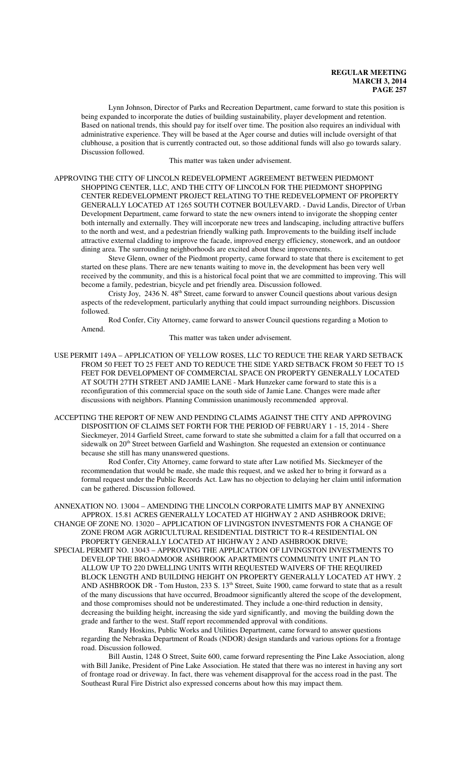Lynn Johnson, Director of Parks and Recreation Department, came forward to state this position is being expanded to incorporate the duties of building sustainability, player development and retention. Based on national trends, this should pay for itself over time. The position also requires an individual with administrative experience. They will be based at the Ager course and duties will include oversight of that clubhouse, a position that is currently contracted out, so those additional funds will also go towards salary. Discussion followed.

This matter was taken under advisement.

APPROVING THE CITY OF LINCOLN REDEVELOPMENT AGREEMENT BETWEEN PIEDMONT SHOPPING CENTER, LLC, AND THE CITY OF LINCOLN FOR THE PIEDMONT SHOPPING CENTER REDEVELOPMENT PROJECT RELATING TO THE REDEVELOPMENT OF PROPERTY GENERALLY LOCATED AT 1265 SOUTH COTNER BOULEVARD. - David Landis, Director of Urban Development Department, came forward to state the new owners intend to invigorate the shopping center both internally and externally. They will incorporate new trees and landscaping, including attractive buffers to the north and west, and a pedestrian friendly walking path. Improvements to the building itself include attractive external cladding to improve the facade, improved energy efficiency, stonework, and an outdoor dining area. The surrounding neighborhoods are excited about these improvements.

Steve Glenn, owner of the Piedmont property, came forward to state that there is excitement to get started on these plans. There are new tenants waiting to move in, the development has been very well received by the community, and this is a historical focal point that we are committed to improving. This will become a family, pedestrian, bicycle and pet friendly area. Discussion followed.

Cristy Joy, 2436 N. 48th Street, came forward to answer Council questions about various design aspects of the redevelopment, particularly anything that could impact surrounding neighbors. Discussion followed.

Rod Confer, City Attorney, came forward to answer Council questions regarding a Motion to Amend.

This matter was taken under advisement.

USE PERMIT 149A – APPLICATION OF YELLOW ROSES, LLC TO REDUCE THE REAR YARD SETBACK FROM 50 FEET TO 25 FEET AND TO REDUCE THE SIDE YARD SETBACK FROM 50 FEET TO 15 FEET FOR DEVELOPMENT OF COMMERCIAL SPACE ON PROPERTY GENERALLY LOCATED AT SOUTH 27TH STREET AND JAMIE LANE - Mark Hunzeker came forward to state this is a reconfiguration of this commercial space on the south side of Jamie Lane. Changes were made after discussions with neighbors. Planning Commission unanimously recommended approval.

ACCEPTING THE REPORT OF NEW AND PENDING CLAIMS AGAINST THE CITY AND APPROVING DISPOSITION OF CLAIMS SET FORTH FOR THE PERIOD OF FEBRUARY 1 - 15, 2014 - Shere Sieckmeyer, 2014 Garfield Street, came forward to state she submitted a claim for a fall that occurred on a sidewalk on 20th Street between Garfield and Washington. She requested an extension or continuance because she still has many unanswered questions.

Rod Confer, City Attorney, came forward to state after Law notified Ms. Sieckmeyer of the recommendation that would be made, she made this request, and we asked her to bring it forward as a formal request under the Public Records Act. Law has no objection to delaying her claim until information can be gathered. Discussion followed.

ANNEXATION NO. 13004 – AMENDING THE LINCOLN CORPORATE LIMITS MAP BY ANNEXING APPROX. 15.81 ACRES GENERALLY LOCATED AT HIGHWAY 2 AND ASHBROOK DRIVE;

CHANGE OF ZONE NO. 13020 – APPLICATION OF LIVINGSTON INVESTMENTS FOR A CHANGE OF ZONE FROM AGR AGRICULTURAL RESIDENTIAL DISTRICT TO R-4 RESIDENTIAL ON PROPERTY GENERALLY LOCATED AT HIGHWAY 2 AND ASHBROOK DRIVE;

SPECIAL PERMIT NO. 13043 – APPROVING THE APPLICATION OF LIVINGSTON INVESTMENTS TO DEVELOP THE BROADMOOR ASHBROOK APARTMENTS COMMUNITY UNIT PLAN TO ALLOW UP TO 220 DWELLING UNITS WITH REQUESTED WAIVERS OF THE REQUIRED BLOCK LENGTH AND BUILDING HEIGHT ON PROPERTY GENERALLY LOCATED AT HWY. 2 AND ASHBROOK DR - Tom Huston, 233 S. 13th Street, Suite 1900, came forward to state that as a result of the many discussions that have occurred, Broadmoor significantly altered the scope of the development, and those compromises should not be underestimated. They include a one-third reduction in density, decreasing the building height, increasing the side yard significantly, and moving the building down the grade and farther to the west. Staff report recommended approval with conditions.

Randy Hoskins, Public Works and Utilities Department, came forward to answer questions regarding the Nebraska Department of Roads (NDOR) design standards and various options for a frontage road. Discussion followed.

Bill Austin, 1248 O Street, Suite 600, came forward representing the Pine Lake Association, along with Bill Janike, President of Pine Lake Association. He stated that there was no interest in having any sort of frontage road or driveway. In fact, there was vehement disapproval for the access road in the past. The Southeast Rural Fire District also expressed concerns about how this may impact them.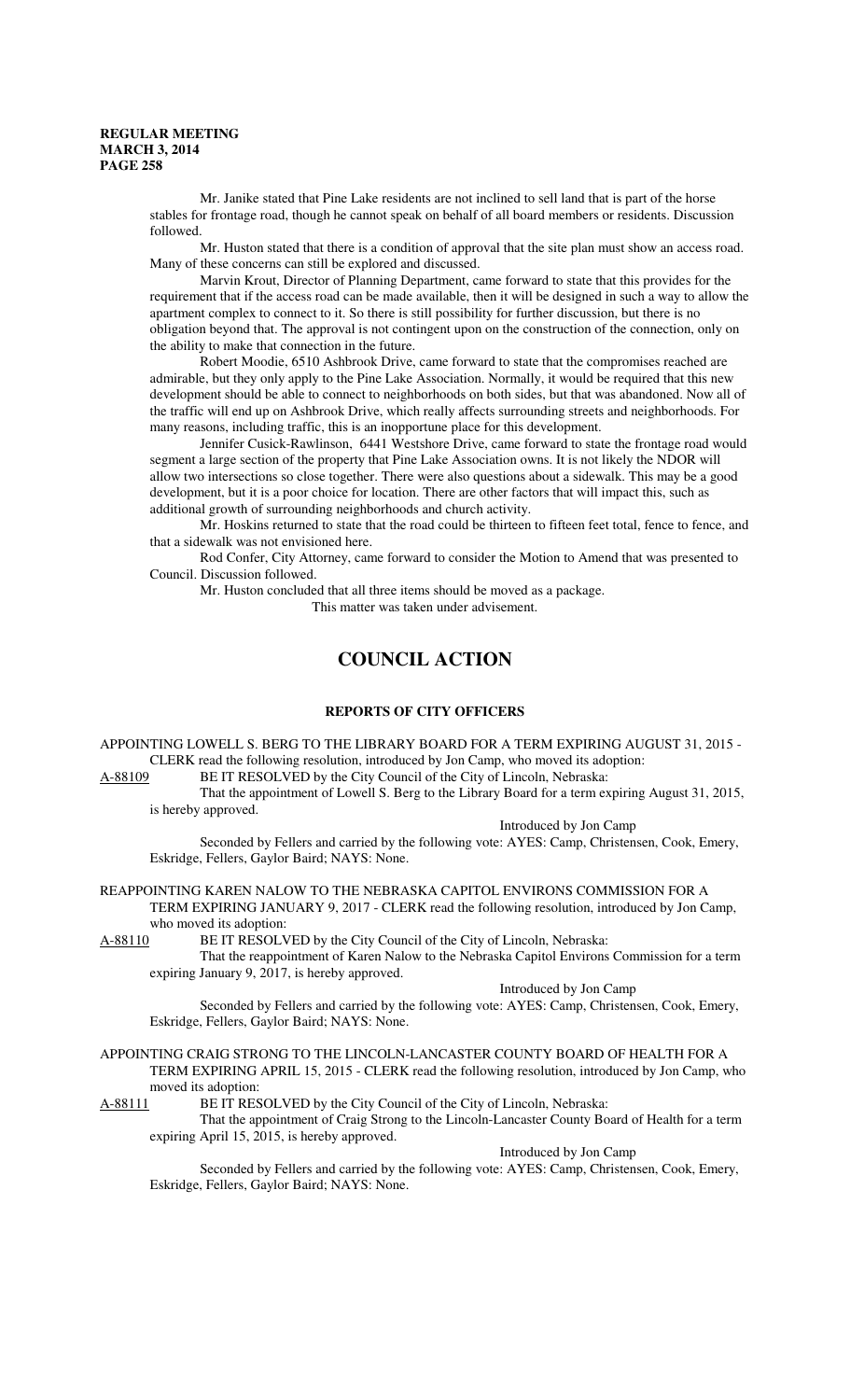Mr. Janike stated that Pine Lake residents are not inclined to sell land that is part of the horse stables for frontage road, though he cannot speak on behalf of all board members or residents. Discussion followed.

Mr. Huston stated that there is a condition of approval that the site plan must show an access road. Many of these concerns can still be explored and discussed.

Marvin Krout, Director of Planning Department, came forward to state that this provides for the requirement that if the access road can be made available, then it will be designed in such a way to allow the apartment complex to connect to it. So there is still possibility for further discussion, but there is no obligation beyond that. The approval is not contingent upon on the construction of the connection, only on the ability to make that connection in the future.

Robert Moodie, 6510 Ashbrook Drive, came forward to state that the compromises reached are admirable, but they only apply to the Pine Lake Association. Normally, it would be required that this new development should be able to connect to neighborhoods on both sides, but that was abandoned. Now all of the traffic will end up on Ashbrook Drive, which really affects surrounding streets and neighborhoods. For many reasons, including traffic, this is an inopportune place for this development.

Jennifer Cusick-Rawlinson, 6441 Westshore Drive, came forward to state the frontage road would segment a large section of the property that Pine Lake Association owns. It is not likely the NDOR will allow two intersections so close together. There were also questions about a sidewalk. This may be a good development, but it is a poor choice for location. There are other factors that will impact this, such as additional growth of surrounding neighborhoods and church activity.

Mr. Hoskins returned to state that the road could be thirteen to fifteen feet total, fence to fence, and that a sidewalk was not envisioned here.

Rod Confer, City Attorney, came forward to consider the Motion to Amend that was presented to Council. Discussion followed.

Mr. Huston concluded that all three items should be moved as a package.

This matter was taken under advisement.

# COUNCIL ACTION

## REPORTS OF CITY OFFICERS

APPOINTING LOWELL S. BERG TO THE LIBRARY BOARD FOR A TERM EXPIRING AUGUST 31, 2015 - CLERK read the following resolution, introduced by Jon Camp, who moved its adoption:

A-88109 BE IT RESOLVED by the City Council of the City of Lincoln, Nebraska:

That the appointment of Lowell S. Berg to the Library Board for a term expiring August 31, 2015, is hereby approved.

Introduced by Jon Camp

Seconded by Fellers and carried by the following vote: AYES: Camp, Christensen, Cook, Emery, Eskridge, Fellers, Gaylor Baird; NAYS: None.

REAPPOINTING KAREN NALOW TO THE NEBRASKA CAPITOL ENVIRONS COMMISSION FOR A TERM EXPIRING JANUARY 9, 2017 - CLERK read the following resolution, introduced by Jon Camp, who moved its adoption:

A-88110 BE IT RESOLVED by the City Council of the City of Lincoln, Nebraska:

That the reappointment of Karen Nalow to the Nebraska Capitol Environs Commission for a term expiring January 9, 2017, is hereby approved.

Introduced by Jon Camp

Seconded by Fellers and carried by the following vote: AYES: Camp, Christensen, Cook, Emery, Eskridge, Fellers, Gaylor Baird; NAYS: None.

APPOINTING CRAIG STRONG TO THE LINCOLN-LANCASTER COUNTY BOARD OF HEALTH FOR A TERM EXPIRING APRIL 15, 2015 - CLERK read the following resolution, introduced by Jon Camp, who moved its adoption:

A-88111 BE IT RESOLVED by the City Council of the City of Lincoln, Nebraska:

That the appointment of Craig Strong to the Lincoln-Lancaster County Board of Health for a term expiring April 15, 2015, is hereby approved.

Introduced by Jon Camp

Seconded by Fellers and carried by the following vote: AYES: Camp, Christensen, Cook, Emery, Eskridge, Fellers, Gaylor Baird; NAYS: None.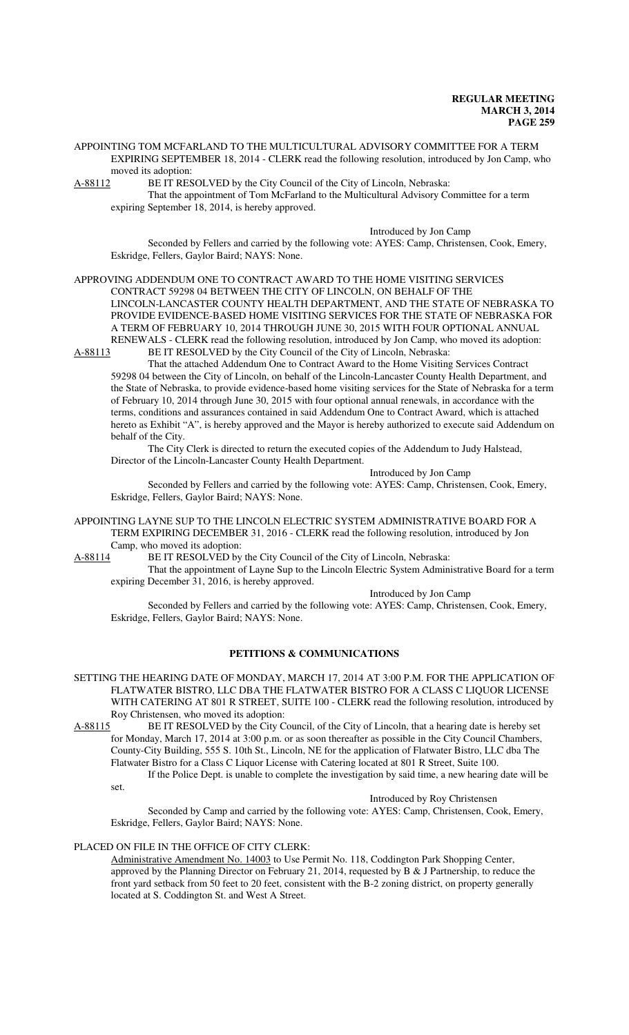APPOINTING TOM MCFARLAND TO THE MULTICULTURAL ADVISORY COMMITTEE FOR A TERM EXPIRING SEPTEMBER 18, 2014 - CLERK read the following resolution, introduced by Jon Camp, who moved its adoption:

A-88112 BE IT RESOLVED by the City Council of the City of Lincoln, Nebraska:

That the appointment of Tom McFarland to the Multicultural Advisory Committee for a term expiring September 18, 2014, is hereby approved.

Introduced by Jon Camp

Seconded by Fellers and carried by the following vote: AYES: Camp, Christensen, Cook, Emery, Eskridge, Fellers, Gaylor Baird; NAYS: None.

APPROVING ADDENDUM ONE TO CONTRACT AWARD TO THE HOME VISITING SERVICES CONTRACT 59298 04 BETWEEN THE CITY OF LINCOLN, ON BEHALF OF THE LINCOLN-LANCASTER COUNTY HEALTH DEPARTMENT, AND THE STATE OF NEBRASKA TO PROVIDE EVIDENCE-BASED HOME VISITING SERVICES FOR THE STATE OF NEBRASKA FOR A TERM OF FEBRUARY 10, 2014 THROUGH JUNE 30, 2015 WITH FOUR OPTIONAL ANNUAL RENEWALS - CLERK read the following resolution, introduced by Jon Camp, who moved its adoption:

A-88113 BE IT RESOLVED by the City Council of the City of Lincoln, Nebraska:

That the attached Addendum One to Contract Award to the Home Visiting Services Contract 59298 04 between the City of Lincoln, on behalf of the Lincoln-Lancaster County Health Department, and the State of Nebraska, to provide evidence-based home visiting services for the State of Nebraska for a term of February 10, 2014 through June 30, 2015 with four optional annual renewals, in accordance with the terms, conditions and assurances contained in said Addendum One to Contract Award, which is attached hereto as Exhibit "A", is hereby approved and the Mayor is hereby authorized to execute said Addendum on behalf of the City.

The City Clerk is directed to return the executed copies of the Addendum to Judy Halstead, Director of the Lincoln-Lancaster County Health Department.

Introduced by Jon Camp

Seconded by Fellers and carried by the following vote: AYES: Camp, Christensen, Cook, Emery, Eskridge, Fellers, Gaylor Baird; NAYS: None.

APPOINTING LAYNE SUP TO THE LINCOLN ELECTRIC SYSTEM ADMINISTRATIVE BOARD FOR A TERM EXPIRING DECEMBER 31, 2016 - CLERK read the following resolution, introduced by Jon Camp, who moved its adoption:

A-88114 BE IT RESOLVED by the City Council of the City of Lincoln, Nebraska:

That the appointment of Layne Sup to the Lincoln Electric System Administrative Board for a term expiring December 31, 2016, is hereby approved.

Introduced by Jon Camp

Seconded by Fellers and carried by the following vote: AYES: Camp, Christensen, Cook, Emery, Eskridge, Fellers, Gaylor Baird; NAYS: None.

## PETITIONS & COMMUNICATIONS

SETTING THE HEARING DATE OF MONDAY, MARCH 17, 2014 AT 3:00 P.M. FOR THE APPLICATION OF FLATWATER BISTRO, LLC DBA THE FLATWATER BISTRO FOR A CLASS C LIQUOR LICENSE WITH CATERING AT 801 R STREET, SUITE 100 - CLERK read the following resolution, introduced by Roy Christensen, who moved its adoption:

A-88115 BE IT RESOLVED by the City Council, of the City of Lincoln, that a hearing date is hereby set for Monday, March 17, 2014 at 3:00 p.m. or as soon thereafter as possible in the City Council Chambers, County-City Building, 555 S. 10th St., Lincoln, NE for the application of Flatwater Bistro, LLC dba The Flatwater Bistro for a Class C Liquor License with Catering located at 801 R Street, Suite 100.

If the Police Dept. is unable to complete the investigation by said time, a new hearing date will be set.

Introduced by Roy Christensen

Seconded by Camp and carried by the following vote: AYES: Camp, Christensen, Cook, Emery, Eskridge, Fellers, Gaylor Baird; NAYS: None.

PLACED ON FILE IN THE OFFICE OF CITY CLERK:

Administrative Amendment No. 14003 to Use Permit No. 118, Coddington Park Shopping Center, approved by the Planning Director on February 21, 2014, requested by B & J Partnership, to reduce the front yard setback from 50 feet to 20 feet, consistent with the B-2 zoning district, on property generally located at S. Coddington St. and West A Street.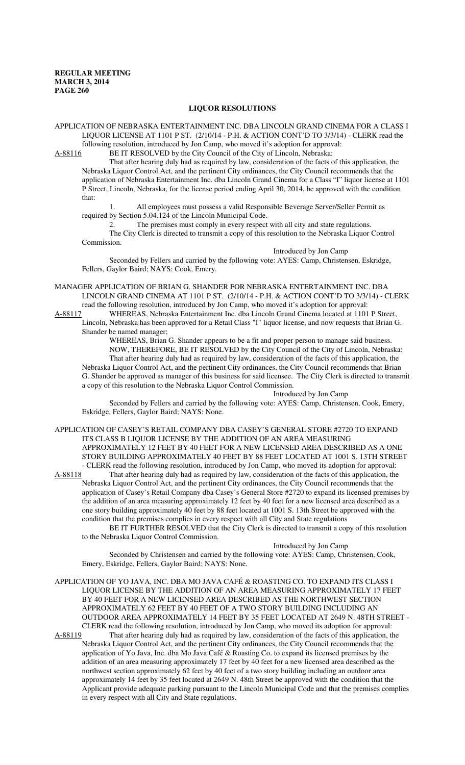## LIQUOR RESOLUTIONS

APPLICATION OF NEBRASKA ENTERTAINMENT INC. DBA LINCOLN GRAND CINEMA FOR A CLASS I LIQUOR LICENSE AT 1101 P ST. (2/10/14 - P.H. & ACTION CONT'D TO 3/3/14) - CLERK read the following resolution, introduced by Jon Camp, who moved it's adoption for approval:

A-88116 BE IT RESOLVED by the City Council of the City of Lincoln, Nebraska:

That after hearing duly had as required by law, consideration of the facts of this application, the Nebraska Liquor Control Act, and the pertinent City ordinances, the City Council recommends that the application of Nebraska Entertainment Inc. dba Lincoln Grand Cinema for a Class "I" liquor license at 1101 P Street, Lincoln, Nebraska, for the license period ending April 30, 2014, be approved with the condition that:

1. All employees must possess a valid Responsible Beverage Server/Seller Permit as required by Section 5.04.124 of the Lincoln Municipal Code.
2. The premises must comply in every respect with all city and state regulations.

The City Clerk is directed to transmit a copy of this resolution to the Nebraska Liquor Control Commission.

Introduced by Jon Camp

Seconded by Fellers and carried by the following vote: AYES: Camp, Christensen, Eskridge, Fellers, Gaylor Baird; NAYS: Cook, Emery.

MANAGER APPLICATION OF BRIAN G. SHANDER FOR NEBRASKA ENTERTAINMENT INC. DBA LINCOLN GRAND CINEMA AT 1101 P ST. (2/10/14 - P.H. & ACTION CONT'D TO 3/3/14) - CLERK read the following resolution, introduced by Jon Camp, who moved it's adoption for approval:

A-88117 WHEREAS, Nebraska Entertainment Inc. dba Lincoln Grand Cinema located at 1101 P Street, Lincoln, Nebraska has been approved for a Retail Class "I" liquor license, and now requests that Brian G. Shander be named manager;

WHEREAS, Brian G. Shander appears to be a fit and proper person to manage said business.

NOW, THEREFORE, BE IT RESOLVED by the City Council of the City of Lincoln, Nebraska:

That after hearing duly had as required by law, consideration of the facts of this application, the Nebraska Liquor Control Act, and the pertinent City ordinances, the City Council recommends that Brian G. Shander be approved as manager of this business for said licensee. The City Clerk is directed to transmit a copy of this resolution to the Nebraska Liquor Control Commission.

Introduced by Jon Camp

Seconded by Fellers and carried by the following vote: AYES: Camp, Christensen, Cook, Emery, Eskridge, Fellers, Gaylor Baird; NAYS: None.

APPLICATION OF CASEY'S RETAIL COMPANY DBA CASEY'S GENERAL STORE #2720 TO EXPAND ITS CLASS B LIQUOR LICENSE BY THE ADDITION OF AN AREA MEASURING APPROXIMATELY 12 FEET BY 40 FEET FOR A NEW LICENSED AREA DESCRIBED AS A ONE STORY BUILDING APPROXIMATELY 40 FEET BY 88 FEET LOCATED AT 1001 S. 13TH STREET - CLERK read the following resolution, introduced by Jon Camp, who moved its adoption for approval:

A-88118 That after hearing duly had as required by law, consideration of the facts of this application, the Nebraska Liquor Control Act, and the pertinent City ordinances, the City Council recommends that the application of Casey's Retail Company dba Casey's General Store #2720 to expand its licensed premises by the addition of an area measuring approximately 12 feet by 40 feet for a new licensed area described as a one story building approximately 40 feet by 88 feet located at 1001 S. 13th Street be approved with the condition that the premises complies in every respect with all City and State regulations

BE IT FURTHER RESOLVED that the City Clerk is directed to transmit a copy of this resolution to the Nebraska Liquor Control Commission.

Introduced by Jon Camp

Seconded by Christensen and carried by the following vote: AYES: Camp, Christensen, Cook, Emery, Eskridge, Fellers, Gaylor Baird; NAYS: None.

APPLICATION OF YO JAVA, INC. DBA MO JAVA CAFÉ & ROASTING CO. TO EXPAND ITS CLASS I LIQUOR LICENSE BY THE ADDITION OF AN AREA MEASURING APPROXIMATELY 17 FEET BY 40 FEET FOR A NEW LICENSED AREA DESCRIBED AS THE NORTHWEST SECTION APPROXIMATELY 62 FEET BY 40 FEET OF A TWO STORY BUILDING INCLUDING AN OUTDOOR AREA APPROXIMATELY 14 FEET BY 35 FEET LOCATED AT 2649 N. 48TH STREET - CLERK read the following resolution, introduced by Jon Camp, who moved its adoption for approval:

A-88119 That after hearing duly had as required by law, consideration of the facts of this application, the Nebraska Liquor Control Act, and the pertinent City ordinances, the City Council recommends that the application of Yo Java, Inc. dba Mo Java Café & Roasting Co. to expand its licensed premises by the addition of an area measuring approximately 17 feet by 40 feet for a new licensed area described as the northwest section approximately 62 feet by 40 feet of a two story building including an outdoor area approximately 14 feet by 35 feet located at 2649 N. 48th Street be approved with the condition that the Applicant provide adequate parking pursuant to the Lincoln Municipal Code and that the premises complies in every respect with all City and State regulations.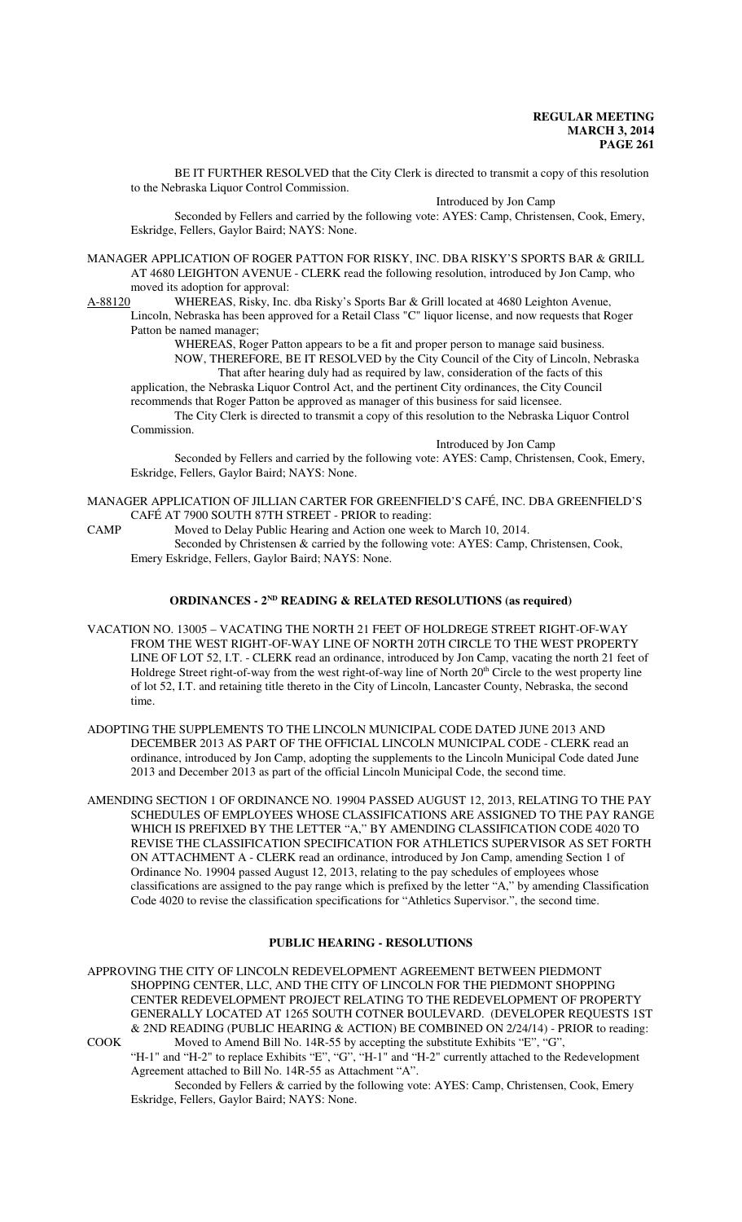BE IT FURTHER RESOLVED that the City Clerk is directed to transmit a copy of this resolution to the Nebraska Liquor Control Commission.

Introduced by Jon Camp

Seconded by Fellers and carried by the following vote: AYES: Camp, Christensen, Cook, Emery, Eskridge, Fellers, Gaylor Baird; NAYS: None.

MANAGER APPLICATION OF ROGER PATTON FOR RISKY, INC. DBA RISKY'S SPORTS BAR & GRILL AT 4680 LEIGHTON AVENUE - CLERK read the following resolution, introduced by Jon Camp, who moved its adoption for approval:

A-88120 WHEREAS, Risky, Inc. dba Risky's Sports Bar & Grill located at 4680 Leighton Avenue, Lincoln, Nebraska has been approved for a Retail Class "C" liquor license, and now requests that Roger Patton be named manager;

WHEREAS, Roger Patton appears to be a fit and proper person to manage said business.

NOW, THEREFORE, BE IT RESOLVED by the City Council of the City of Lincoln, Nebraska That after hearing duly had as required by law, consideration of the facts of this application, the Nebraska Liquor Control Act, and the pertinent City ordinances, the City Council recommends that Roger Patton be approved as manager of this business for said licensee.

The City Clerk is directed to transmit a copy of this resolution to the Nebraska Liquor Control Commission.

Introduced by Jon Camp

Seconded by Fellers and carried by the following vote: AYES: Camp, Christensen, Cook, Emery, Eskridge, Fellers, Gaylor Baird; NAYS: None.

MANAGER APPLICATION OF JILLIAN CARTER FOR GREENFIELD'S CAFÉ, INC. DBA GREENFIELD'S CAFÉ AT 7900 SOUTH 87TH STREET - PRIOR to reading:

CAMP Moved to Delay Public Hearing and Action one week to March 10, 2014.

Seconded by Christensen & carried by the following vote: AYES: Camp, Christensen, Cook, Emery Eskridge, Fellers, Gaylor Baird; NAYS: None.

## ORDINANCES - 2ND READING & RELATED RESOLUTIONS (as required)

VACATION NO. 13005 – VACATING THE NORTH 21 FEET OF HOLDREGE STREET RIGHT-OF-WAY FROM THE WEST RIGHT-OF-WAY LINE OF NORTH 20TH CIRCLE TO THE WEST PROPERTY LINE OF LOT 52, I.T. - CLERK read an ordinance, introduced by Jon Camp, vacating the north 21 feet of Holdrege Street right-of-way from the west right-of-way line of North 20th Circle to the west property line of lot 52, I.T. and retaining title thereto in the City of Lincoln, Lancaster County, Nebraska, the second time.

ADOPTING THE SUPPLEMENTS TO THE LINCOLN MUNICIPAL CODE DATED JUNE 2013 AND DECEMBER 2013 AS PART OF THE OFFICIAL LINCOLN MUNICIPAL CODE - CLERK read an ordinance, introduced by Jon Camp, adopting the supplements to the Lincoln Municipal Code dated June 2013 and December 2013 as part of the official Lincoln Municipal Code, the second time.

AMENDING SECTION 1 OF ORDINANCE NO. 19904 PASSED AUGUST 12, 2013, RELATING TO THE PAY SCHEDULES OF EMPLOYEES WHOSE CLASSIFICATIONS ARE ASSIGNED TO THE PAY RANGE WHICH IS PREFIXED BY THE LETTER "A," BY AMENDING CLASSIFICATION CODE 4020 TO REVISE THE CLASSIFICATION SPECIFICATION FOR ATHLETICS SUPERVISOR AS SET FORTH ON ATTACHMENT A - CLERK read an ordinance, introduced by Jon Camp, amending Section 1 of Ordinance No. 19904 passed August 12, 2013, relating to the pay schedules of employees whose classifications are assigned to the pay range which is prefixed by the letter "A," by amending Classification Code 4020 to revise the classification specifications for "Athletics Supervisor.", the second time.

## PUBLIC HEARING - RESOLUTIONS

APPROVING THE CITY OF LINCOLN REDEVELOPMENT AGREEMENT BETWEEN PIEDMONT SHOPPING CENTER, LLC, AND THE CITY OF LINCOLN FOR THE PIEDMONT SHOPPING CENTER REDEVELOPMENT PROJECT RELATING TO THE REDEVELOPMENT OF PROPERTY GENERALLY LOCATED AT 1265 SOUTH COTNER BOULEVARD. (DEVELOPER REQUESTS 1ST & 2ND READING (PUBLIC HEARING & ACTION) BE COMBINED ON 2/24/14) - PRIOR to reading:

COOK Moved to Amend Bill No. 14R-55 by accepting the substitute Exhibits "E", "G", "H-1" and "H-2" to replace Exhibits "E", "G", "H-1" and "H-2" currently attached to the Redevelopment Agreement attached to Bill No. 14R-55 as Attachment "A".

Seconded by Fellers & carried by the following vote: AYES: Camp, Christensen, Cook, Emery Eskridge, Fellers, Gaylor Baird; NAYS: None.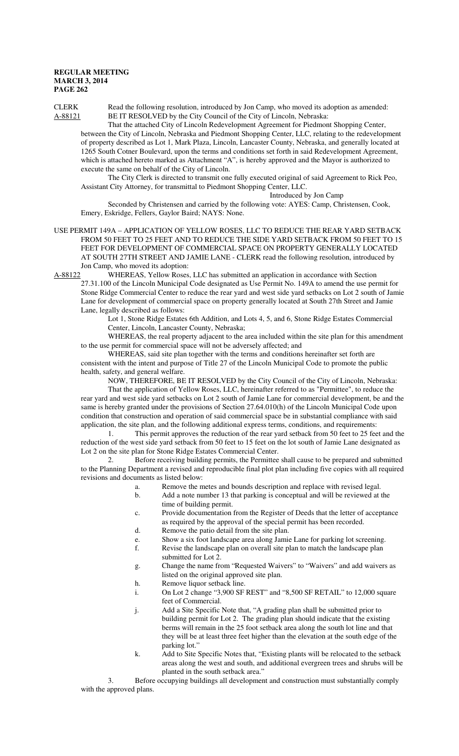CLERK Read the following resolution, introduced by Jon Camp, who moved its adoption as amended:

A-88121 BE IT RESOLVED by the City Council of the City of Lincoln, Nebraska:

That the attached City of Lincoln Redevelopment Agreement for Piedmont Shopping Center, between the City of Lincoln, Nebraska and Piedmont Shopping Center, LLC, relating to the redevelopment of property described as Lot 1, Mark Plaza, Lincoln, Lancaster County, Nebraska, and generally located at 1265 South Cotner Boulevard, upon the terms and conditions set forth in said Redevelopment Agreement, which is attached hereto marked as Attachment "A", is hereby approved and the Mayor is authorized to execute the same on behalf of the City of Lincoln.

The City Clerk is directed to transmit one fully executed original of said Agreement to Rick Peo, Assistant City Attorney, for transmittal to Piedmont Shopping Center, LLC.

Introduced by Jon Camp

Seconded by Christensen and carried by the following vote: AYES: Camp, Christensen, Cook, Emery, Eskridge, Fellers, Gaylor Baird; NAYS: None.

USE PERMIT 149A – APPLICATION OF YELLOW ROSES, LLC TO REDUCE THE REAR YARD SETBACK FROM 50 FEET TO 25 FEET AND TO REDUCE THE SIDE YARD SETBACK FROM 50 FEET TO 15 FEET FOR DEVELOPMENT OF COMMERCIAL SPACE ON PROPERTY GENERALLY LOCATED AT SOUTH 27TH STREET AND JAMIE LANE - CLERK read the following resolution, introduced by Jon Camp, who moved its adoption:

A-88122 WHEREAS, Yellow Roses, LLC has submitted an application in accordance with Section 27.31.100 of the Lincoln Municipal Code designated as Use Permit No. 149A to amend the use permit for Stone Ridge Commercial Center to reduce the rear yard and west side yard setbacks on Lot 2 south of Jamie Lane for development of commercial space on property generally located at South 27th Street and Jamie Lane, legally described as follows:

Lot 1, Stone Ridge Estates 6th Addition, and Lots 4, 5, and 6, Stone Ridge Estates Commercial Center, Lincoln, Lancaster County, Nebraska;

WHEREAS, the real property adjacent to the area included within the site plan for this amendment to the use permit for commercial space will not be adversely affected; and

WHEREAS, said site plan together with the terms and conditions hereinafter set forth are consistent with the intent and purpose of Title 27 of the Lincoln Municipal Code to promote the public health, safety, and general welfare.

NOW, THEREFORE, BE IT RESOLVED by the City Council of the City of Lincoln, Nebraska:

That the application of Yellow Roses, LLC, hereinafter referred to as "Permittee", to reduce the rear yard and west side yard setbacks on Lot 2 south of Jamie Lane for commercial development, be and the same is hereby granted under the provisions of Section 27.64.010(h) of the Lincoln Municipal Code upon condition that construction and operation of said commercial space be in substantial compliance with said application, the site plan, and the following additional express terms, conditions, and requirements:

1. This permit approves the reduction of the rear yard setback from 50 feet to 25 feet and the reduction of the west side yard setback from 50 feet to 15 feet on the lot south of Jamie Lane designated as Lot 2 on the site plan for Stone Ridge Estates Commercial Center.

2. Before receiving building permits, the Permittee shall cause to be prepared and submitted to the Planning Department a revised and reproducible final plot plan including five copies with all required revisions and documents as listed below:

   a. Remove the metes and bounds description and replace with revised legal.
   b. Add a note number 13 that parking is conceptual and will be reviewed at the time of building permit.
   c. Provide documentation from the Register of Deeds that the letter of acceptance as required by the approval of the special permit has been recorded.
   d. Remove the patio detail from the site plan.
   e. Show a six foot landscape area along Jamie Lane for parking lot screening.
   f. Revise the landscape plan on overall site plan to match the landscape plan submitted for Lot 2.
   g. Change the name from "Requested Waivers" to "Waivers" and add waivers as listed on the original approved site plan.
   h. Remove liquor setback line.
   i. On Lot 2 change "3,900 SF REST" and "8,500 SF RETAIL" to 12,000 square feet of Commercial.
   j. Add a Site Specific Note that, "A grading plan shall be submitted prior to building permit for Lot 2. The grading plan should indicate that the existing berms will remain in the 25 foot setback area along the south lot line and that they will be at least three feet higher than the elevation at the south edge of the parking lot."
   k. Add to Site Specific Notes that, "Existing plants will be relocated to the setback areas along the west and south, and additional evergreen trees and shrubs will be planted in the south setback area."

3. Before occupying buildings all development and construction must substantially comply with the approved plans.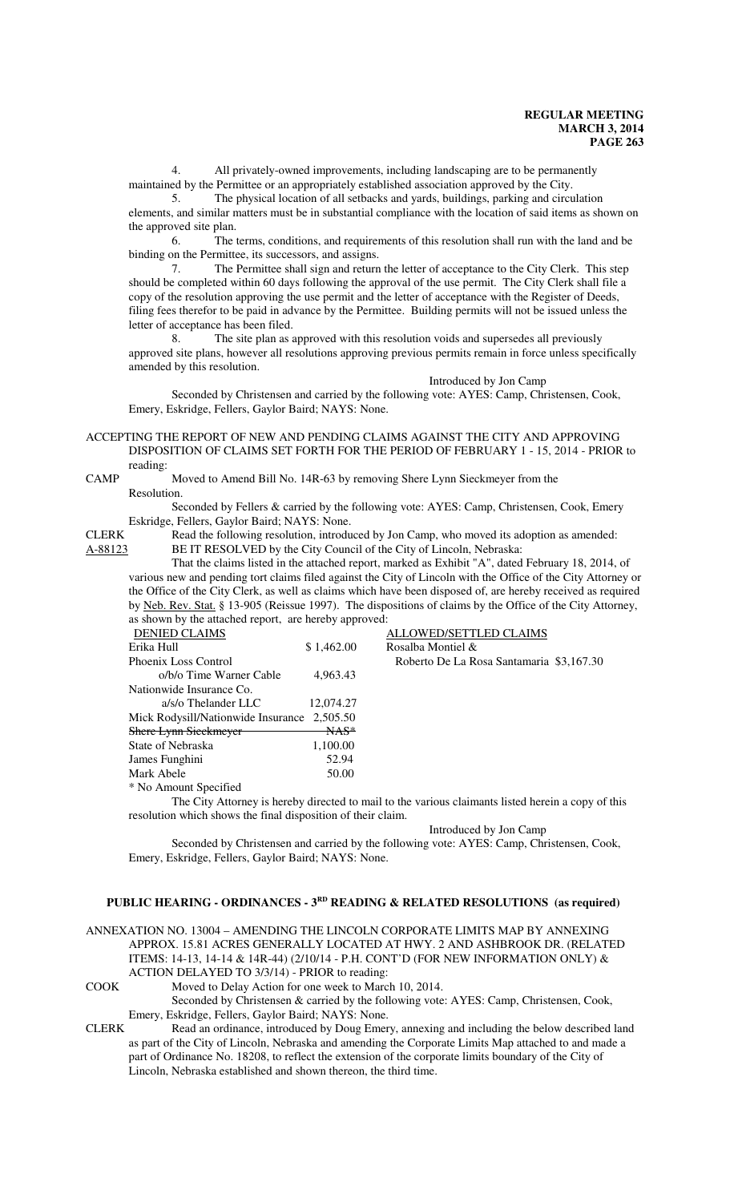4. All privately-owned improvements, including landscaping are to be permanently maintained by the Permittee or an appropriately established association approved by the City.

5. The physical location of all setbacks and yards, buildings, parking and circulation elements, and similar matters must be in substantial compliance with the location of said items as shown on the approved site plan.

6. The terms, conditions, and requirements of this resolution shall run with the land and be binding on the Permittee, its successors, and assigns.

7. The Permittee shall sign and return the letter of acceptance to the City Clerk. This step should be completed within 60 days following the approval of the use permit. The City Clerk shall file a copy of the resolution approving the use permit and the letter of acceptance with the Register of Deeds, filing fees therefor to be paid in advance by the Permittee. Building permits will not be issued unless the letter of acceptance has been filed.

8. The site plan as approved with this resolution voids and supersedes all previously approved site plans, however all resolutions approving previous permits remain in force unless specifically amended by this resolution.

Introduced by Jon Camp

Seconded by Christensen and carried by the following vote: AYES: Camp, Christensen, Cook, Emery, Eskridge, Fellers, Gaylor Baird; NAYS: None.

ACCEPTING THE REPORT OF NEW AND PENDING CLAIMS AGAINST THE CITY AND APPROVING DISPOSITION OF CLAIMS SET FORTH FOR THE PERIOD OF FEBRUARY 1 - 15, 2014 - PRIOR to reading:

CAMP Moved to Amend Bill No. 14R-63 by removing Shere Lynn Sieckmeyer from the Resolution.

Seconded by Fellers & carried by the following vote: AYES: Camp, Christensen, Cook, Emery Eskridge, Fellers, Gaylor Baird; NAYS: None.

CLERK Read the following resolution, introduced by Jon Camp, who moved its adoption as amended:

A-88123 BE IT RESOLVED by the City Council of the City of Lincoln, Nebraska:

That the claims listed in the attached report, marked as Exhibit "A", dated February 18, 2014, of various new and pending tort claims filed against the City of Lincoln with the Office of the City Attorney or the Office of the City Clerk, as well as claims which have been disposed of, are hereby received as required by Neb. Rev. Stat. § 13-905 (Reissue 1997). The dispositions of claims by the Office of the City Attorney, as shown by the attached report, are hereby approved:

| DENIED CLAIMS | | ALLOWED/SETTLED CLAIMS | |
|---|---|---|---|
| Erika Hull | $ 1,462.00 | Rosalba Montiel & | |
| Phoenix Loss Control | | Roberto De La Rosa Santamaria | $3,167.30 |
| o/b/o Time Warner Cable | 4,963.43 | | |
| Nationwide Insurance Co. | | | |
| a/s/o Thelander LLC | 12,074.27 | | |
| Mick Rodysill/Nationwide Insurance | 2,505.50 | | |
| ~~Shere Lynn Sieckmeyer~~ | ~~NAS*~~ | | |
| State of Nebraska | 1,100.00 | | |
| James Funghini | 52.94 | | |
| Mark Abele | 50.00 | | |

\* No Amount Specified

The City Attorney is hereby directed to mail to the various claimants listed herein a copy of this resolution which shows the final disposition of their claim.

Introduced by Jon Camp

Seconded by Christensen and carried by the following vote: AYES: Camp, Christensen, Cook, Emery, Eskridge, Fellers, Gaylor Baird; NAYS: None.

## PUBLIC HEARING - ORDINANCES - 3RD READING & RELATED RESOLUTIONS (as required)

ANNEXATION NO. 13004 – AMENDING THE LINCOLN CORPORATE LIMITS MAP BY ANNEXING APPROX. 15.81 ACRES GENERALLY LOCATED AT HWY. 2 AND ASHBROOK DR. (RELATED ITEMS: 14-13, 14-14 & 14R-44) (2/10/14 - P.H. CONT'D (FOR NEW INFORMATION ONLY) & ACTION DELAYED TO 3/3/14) - PRIOR to reading:

COOK Moved to Delay Action for one week to March 10, 2014.

Seconded by Christensen & carried by the following vote: AYES: Camp, Christensen, Cook, Emery, Eskridge, Fellers, Gaylor Baird; NAYS: None.

CLERK Read an ordinance, introduced by Doug Emery, annexing and including the below described land as part of the City of Lincoln, Nebraska and amending the Corporate Limits Map attached to and made a part of Ordinance No. 18208, to reflect the extension of the corporate limits boundary of the City of Lincoln, Nebraska established and shown thereon, the third time.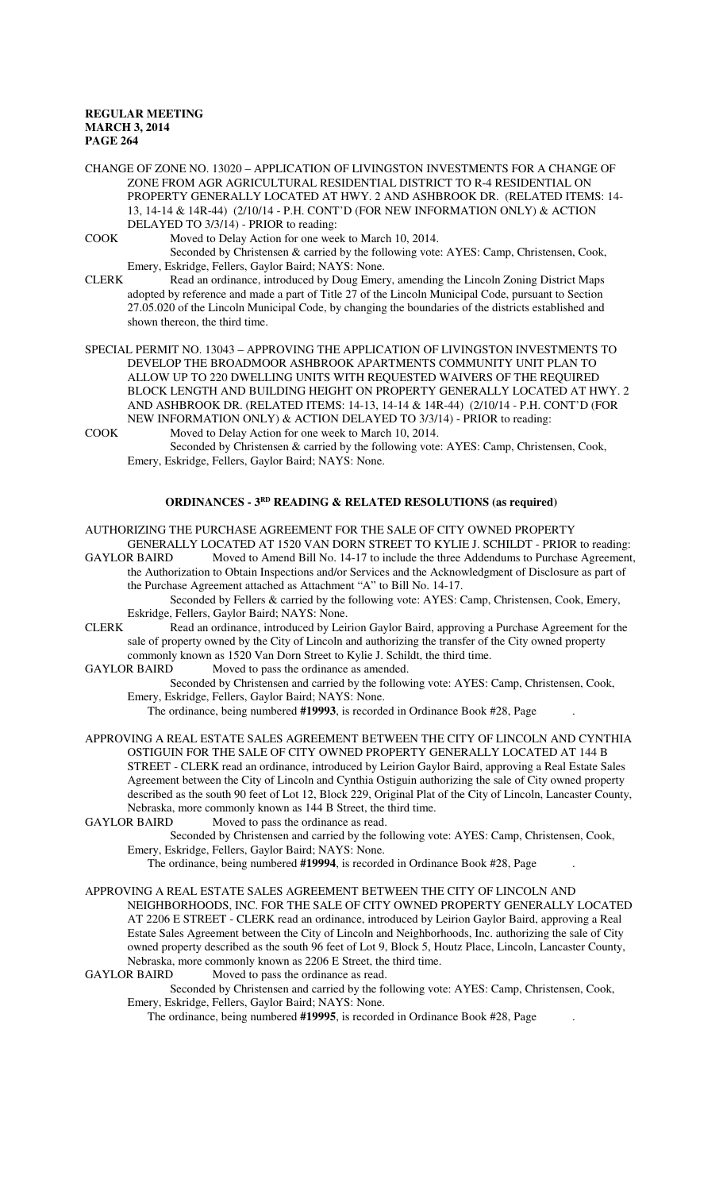CHANGE OF ZONE NO. 13020 – APPLICATION OF LIVINGSTON INVESTMENTS FOR A CHANGE OF ZONE FROM AGR AGRICULTURAL RESIDENTIAL DISTRICT TO R-4 RESIDENTIAL ON PROPERTY GENERALLY LOCATED AT HWY. 2 AND ASHBROOK DR. (RELATED ITEMS: 14-13, 14-14 & 14R-44) (2/10/14 - P.H. CONT'D (FOR NEW INFORMATION ONLY) & ACTION DELAYED TO 3/3/14) - PRIOR to reading:

COOK Moved to Delay Action for one week to March 10, 2014.

Seconded by Christensen & carried by the following vote: AYES: Camp, Christensen, Cook, Emery, Eskridge, Fellers, Gaylor Baird; NAYS: None.

CLERK Read an ordinance, introduced by Doug Emery, amending the Lincoln Zoning District Maps adopted by reference and made a part of Title 27 of the Lincoln Municipal Code, pursuant to Section 27.05.020 of the Lincoln Municipal Code, by changing the boundaries of the districts established and shown thereon, the third time.

SPECIAL PERMIT NO. 13043 – APPROVING THE APPLICATION OF LIVINGSTON INVESTMENTS TO DEVELOP THE BROADMOOR ASHBROOK APARTMENTS COMMUNITY UNIT PLAN TO ALLOW UP TO 220 DWELLING UNITS WITH REQUESTED WAIVERS OF THE REQUIRED BLOCK LENGTH AND BUILDING HEIGHT ON PROPERTY GENERALLY LOCATED AT HWY. 2 AND ASHBROOK DR. (RELATED ITEMS: 14-13, 14-14 & 14R-44) (2/10/14 - P.H. CONT'D (FOR NEW INFORMATION ONLY) & ACTION DELAYED TO 3/3/14) - PRIOR to reading:

COOK Moved to Delay Action for one week to March 10, 2014.

Seconded by Christensen & carried by the following vote: AYES: Camp, Christensen, Cook, Emery, Eskridge, Fellers, Gaylor Baird; NAYS: None.

## ORDINANCES - 3RD READING & RELATED RESOLUTIONS (as required)

AUTHORIZING THE PURCHASE AGREEMENT FOR THE SALE OF CITY OWNED PROPERTY GENERALLY LOCATED AT 1520 VAN DORN STREET TO KYLIE J. SCHILDT - PRIOR to reading:

GAYLOR BAIRD Moved to Amend Bill No. 14-17 to include the three Addendums to Purchase Agreement, the Authorization to Obtain Inspections and/or Services and the Acknowledgment of Disclosure as part of the Purchase Agreement attached as Attachment "A" to Bill No. 14-17.

Seconded by Fellers & carried by the following vote: AYES: Camp, Christensen, Cook, Emery, Eskridge, Fellers, Gaylor Baird; NAYS: None.

CLERK Read an ordinance, introduced by Leirion Gaylor Baird, approving a Purchase Agreement for the sale of property owned by the City of Lincoln and authorizing the transfer of the City owned property commonly known as 1520 Van Dorn Street to Kylie J. Schildt, the third time.

GAYLOR BAIRD Moved to pass the ordinance as amended.

Seconded by Christensen and carried by the following vote: AYES: Camp, Christensen, Cook, Emery, Eskridge, Fellers, Gaylor Baird; NAYS: None.

The ordinance, being numbered **#19993**, is recorded in Ordinance Book #28, Page .

APPROVING A REAL ESTATE SALES AGREEMENT BETWEEN THE CITY OF LINCOLN AND CYNTHIA OSTIGUIN FOR THE SALE OF CITY OWNED PROPERTY GENERALLY LOCATED AT 144 B STREET - CLERK read an ordinance, introduced by Leirion Gaylor Baird, approving a Real Estate Sales Agreement between the City of Lincoln and Cynthia Ostiguin authorizing the sale of City owned property described as the south 90 feet of Lot 12, Block 229, Original Plat of the City of Lincoln, Lancaster County, Nebraska, more commonly known as 144 B Street, the third time.

GAYLOR BAIRD Moved to pass the ordinance as read.

Seconded by Christensen and carried by the following vote: AYES: Camp, Christensen, Cook, Emery, Eskridge, Fellers, Gaylor Baird; NAYS: None.

The ordinance, being numbered **#19994**, is recorded in Ordinance Book #28, Page .

APPROVING A REAL ESTATE SALES AGREEMENT BETWEEN THE CITY OF LINCOLN AND NEIGHBORHOODS, INC. FOR THE SALE OF CITY OWNED PROPERTY GENERALLY LOCATED AT 2206 E STREET - CLERK read an ordinance, introduced by Leirion Gaylor Baird, approving a Real Estate Sales Agreement between the City of Lincoln and Neighborhoods, Inc. authorizing the sale of City owned property described as the south 96 feet of Lot 9, Block 5, Houtz Place, Lincoln, Lancaster County, Nebraska, more commonly known as 2206 E Street, the third time.

GAYLOR BAIRD Moved to pass the ordinance as read.

Seconded by Christensen and carried by the following vote: AYES: Camp, Christensen, Cook, Emery, Eskridge, Fellers, Gaylor Baird; NAYS: None.

The ordinance, being numbered **#19995**, is recorded in Ordinance Book #28, Page .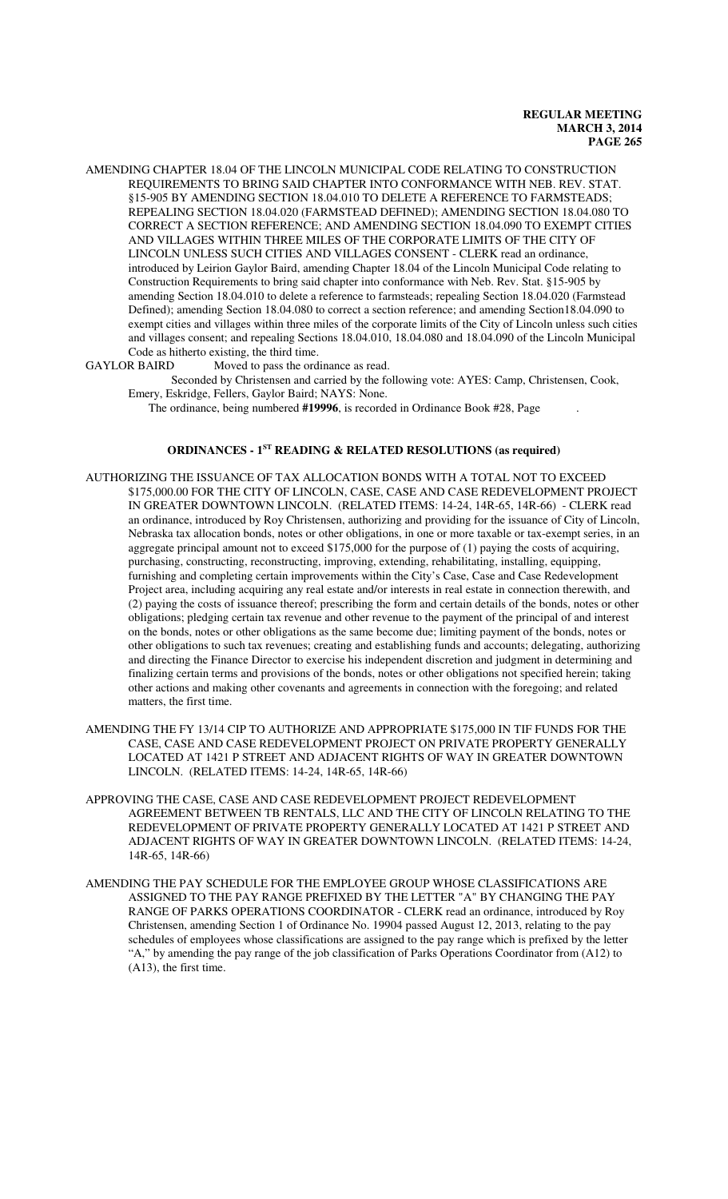AMENDING CHAPTER 18.04 OF THE LINCOLN MUNICIPAL CODE RELATING TO CONSTRUCTION REQUIREMENTS TO BRING SAID CHAPTER INTO CONFORMANCE WITH NEB. REV. STAT. §15-905 BY AMENDING SECTION 18.04.010 TO DELETE A REFERENCE TO FARMSTEADS; REPEALING SECTION 18.04.020 (FARMSTEAD DEFINED); AMENDING SECTION 18.04.080 TO CORRECT A SECTION REFERENCE; AND AMENDING SECTION 18.04.090 TO EXEMPT CITIES AND VILLAGES WITHIN THREE MILES OF THE CORPORATE LIMITS OF THE CITY OF LINCOLN UNLESS SUCH CITIES AND VILLAGES CONSENT - CLERK read an ordinance, introduced by Leirion Gaylor Baird, amending Chapter 18.04 of the Lincoln Municipal Code relating to Construction Requirements to bring said chapter into conformance with Neb. Rev. Stat. §15-905 by amending Section 18.04.010 to delete a reference to farmsteads; repealing Section 18.04.020 (Farmstead Defined); amending Section 18.04.080 to correct a section reference; and amending Section18.04.090 to exempt cities and villages within three miles of the corporate limits of the City of Lincoln unless such cities and villages consent; and repealing Sections 18.04.010, 18.04.080 and 18.04.090 of the Lincoln Municipal Code as hitherto existing, the third time.

GAYLOR BAIRD Moved to pass the ordinance as read.

Seconded by Christensen and carried by the following vote: AYES: Camp, Christensen, Cook, Emery, Eskridge, Fellers, Gaylor Baird; NAYS: None.

The ordinance, being numbered **#19996**, is recorded in Ordinance Book #28, Page .

## ORDINANCES - 1ST READING & RELATED RESOLUTIONS (as required)

AUTHORIZING THE ISSUANCE OF TAX ALLOCATION BONDS WITH A TOTAL NOT TO EXCEED \$175,000.00 FOR THE CITY OF LINCOLN, CASE, CASE AND CASE REDEVELOPMENT PROJECT IN GREATER DOWNTOWN LINCOLN. (RELATED ITEMS: 14-24, 14R-65, 14R-66) - CLERK read an ordinance, introduced by Roy Christensen, authorizing and providing for the issuance of City of Lincoln, Nebraska tax allocation bonds, notes or other obligations, in one or more taxable or tax-exempt series, in an aggregate principal amount not to exceed \$175,000 for the purpose of (1) paying the costs of acquiring, purchasing, constructing, reconstructing, improving, extending, rehabilitating, installing, equipping, furnishing and completing certain improvements within the City's Case, Case and Case Redevelopment Project area, including acquiring any real estate and/or interests in real estate in connection therewith, and (2) paying the costs of issuance thereof; prescribing the form and certain details of the bonds, notes or other obligations; pledging certain tax revenue and other revenue to the payment of the principal of and interest on the bonds, notes or other obligations as the same become due; limiting payment of the bonds, notes or other obligations to such tax revenues; creating and establishing funds and accounts; delegating, authorizing and directing the Finance Director to exercise his independent discretion and judgment in determining and finalizing certain terms and provisions of the bonds, notes or other obligations not specified herein; taking other actions and making other covenants and agreements in connection with the foregoing; and related matters, the first time.

AMENDING THE FY 13/14 CIP TO AUTHORIZE AND APPROPRIATE \$175,000 IN TIF FUNDS FOR THE CASE, CASE AND CASE REDEVELOPMENT PROJECT ON PRIVATE PROPERTY GENERALLY LOCATED AT 1421 P STREET AND ADJACENT RIGHTS OF WAY IN GREATER DOWNTOWN LINCOLN. (RELATED ITEMS: 14-24, 14R-65, 14R-66)

APPROVING THE CASE, CASE AND CASE REDEVELOPMENT PROJECT REDEVELOPMENT AGREEMENT BETWEEN TB RENTALS, LLC AND THE CITY OF LINCOLN RELATING TO THE REDEVELOPMENT OF PRIVATE PROPERTY GENERALLY LOCATED AT 1421 P STREET AND ADJACENT RIGHTS OF WAY IN GREATER DOWNTOWN LINCOLN. (RELATED ITEMS: 14-24, 14R-65, 14R-66)

AMENDING THE PAY SCHEDULE FOR THE EMPLOYEE GROUP WHOSE CLASSIFICATIONS ARE ASSIGNED TO THE PAY RANGE PREFIXED BY THE LETTER "A" BY CHANGING THE PAY RANGE OF PARKS OPERATIONS COORDINATOR - CLERK read an ordinance, introduced by Roy Christensen, amending Section 1 of Ordinance No. 19904 passed August 12, 2013, relating to the pay schedules of employees whose classifications are assigned to the pay range which is prefixed by the letter "A," by amending the pay range of the job classification of Parks Operations Coordinator from (A12) to (A13), the first time.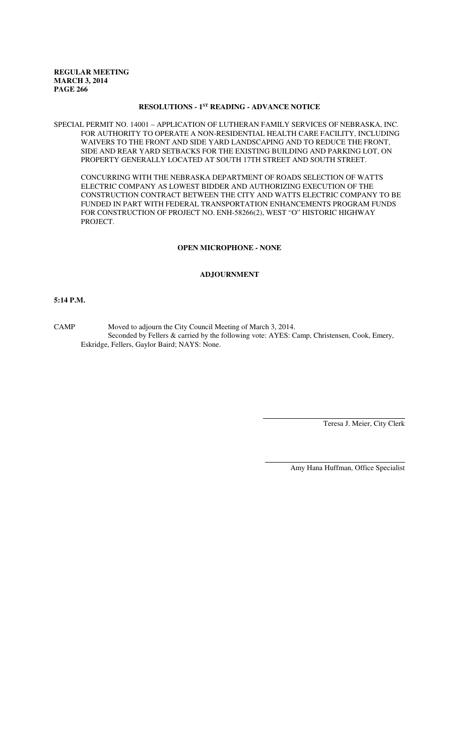## RESOLUTIONS - 1ST READING - ADVANCE NOTICE

SPECIAL PERMIT NO. 14001 – APPLICATION OF LUTHERAN FAMILY SERVICES OF NEBRASKA, INC. FOR AUTHORITY TO OPERATE A NON-RESIDENTIAL HEALTH CARE FACILITY, INCLUDING WAIVERS TO THE FRONT AND SIDE YARD LANDSCAPING AND TO REDUCE THE FRONT, SIDE AND REAR YARD SETBACKS FOR THE EXISTING BUILDING AND PARKING LOT, ON PROPERTY GENERALLY LOCATED AT SOUTH 17TH STREET AND SOUTH STREET.

CONCURRING WITH THE NEBRASKA DEPARTMENT OF ROADS SELECTION OF WATTS ELECTRIC COMPANY AS LOWEST BIDDER AND AUTHORIZING EXECUTION OF THE CONSTRUCTION CONTRACT BETWEEN THE CITY AND WATTS ELECTRIC COMPANY TO BE FUNDED IN PART WITH FEDERAL TRANSPORTATION ENHANCEMENTS PROGRAM FUNDS FOR CONSTRUCTION OF PROJECT NO. ENH-58266(2), WEST "O" HISTORIC HIGHWAY PROJECT.

## OPEN MICROPHONE - NONE

## ADJOURNMENT

**5:14 P.M.**

CAMP Moved to adjourn the City Council Meeting of March 3, 2014.
Seconded by Fellers & carried by the following vote: AYES: Camp, Christensen, Cook, Emery, Eskridge, Fellers, Gaylor Baird; NAYS: None.

Teresa J. Meier, City Clerk

Amy Hana Huffman, Office Specialist